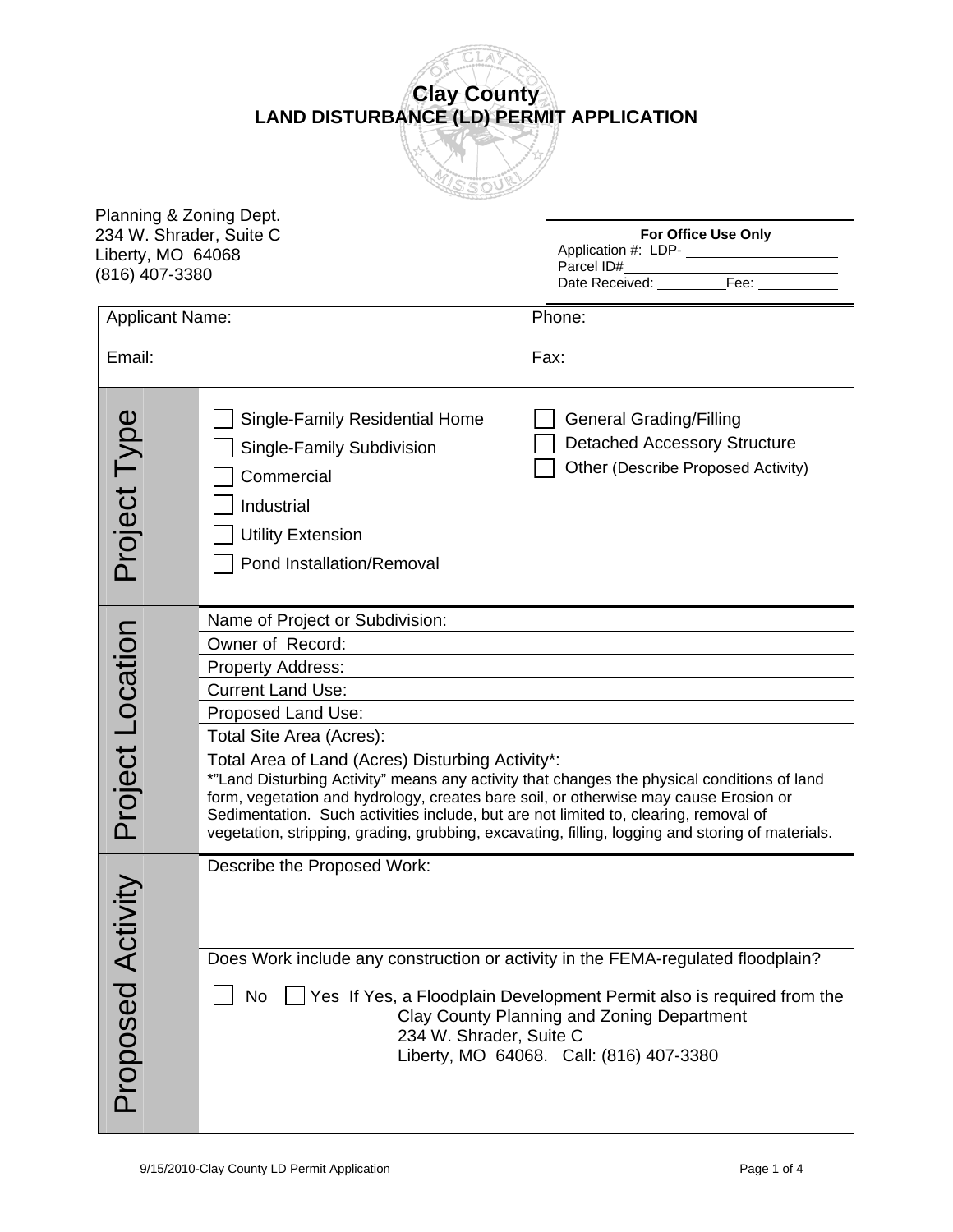# Clay County
## LAND DISTURBANCE (LD) PERMIT APPLICATION

Planning & Zoning Dept.
234 W. Shrader, Suite C
Liberty, MO 64068
(816) 407-3380

| For Office Use Only |
|---|
| Application #: LDP- ____________ |
| Parcel ID# ____________ |
| Date Received: ________ Fee: ________ |

| | |
|---|---|
| Applicant Name: | Phone: |
| Email: | Fax: |

**Project Type**

- ☐ Single-Family Residential Home
- ☐ Single-Family Subdivision
- ☐ Commercial
- ☐ Industrial
- ☐ Utility Extension
- ☐ Pond Installation/Removal
- ☐ General Grading/Filling
- ☐ Detached Accessory Structure
- ☐ Other (Describe Proposed Activity)

**Project Location**

Name of Project or Subdivision:

Owner of Record:

Property Address:

Current Land Use:

Proposed Land Use:

Total Site Area (Acres):

Total Area of Land (Acres) Disturbing Activity*:

*"Land Disturbing Activity" means any activity that changes the physical conditions of land form, vegetation and hydrology, creates bare soil, or otherwise may cause Erosion or Sedimentation. Such activities include, but are not limited to, clearing, removal of vegetation, stripping, grading, grubbing, excavating, filling, logging and storing of materials.

**Proposed Activity**

Describe the Proposed Work:

Does Work include any construction or activity in the FEMA-regulated floodplain?

☐ No ☐ Yes If Yes, a Floodplain Development Permit also is required from the Clay County Planning and Zoning Department
234 W. Shrader, Suite C
Liberty, MO 64068. Call: (816) 407-3380

9/15/2010-Clay County LD Permit Application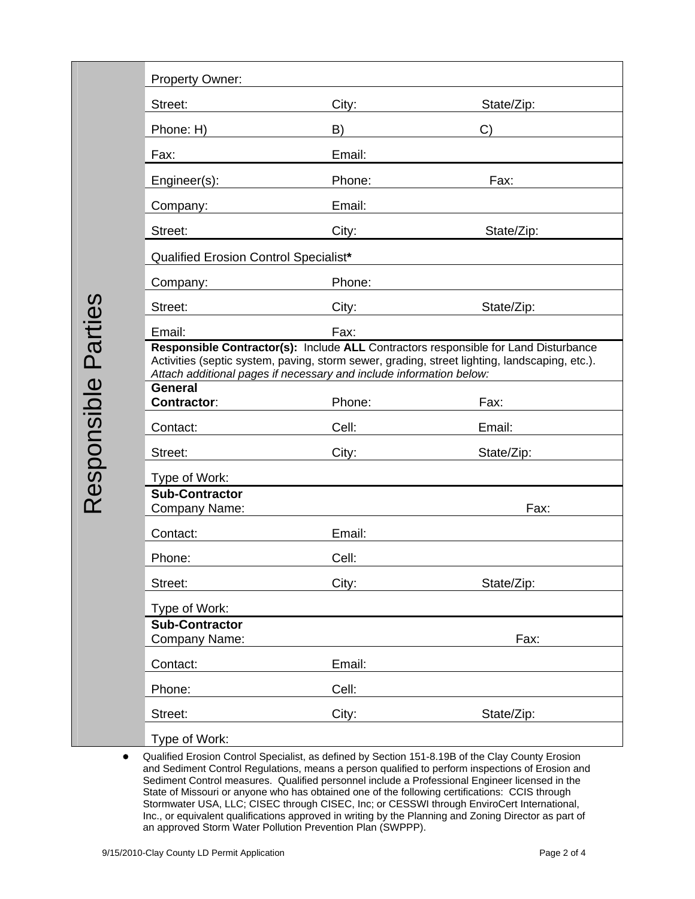## Responsible Parties

| | | |
|---|---|---|
| Property Owner: | | |
| Street: | City: | State/Zip: |
| Phone: H) | B) | C) |
| Fax: | Email: | |
| Engineer(s): | Phone: | Fax: |
| Company: | Email: | |
| Street: | City: | State/Zip: |
| Qualified Erosion Control Specialist* | | |
| Company: | Phone: | |
| Street: | City: | State/Zip: |
| Email: | Fax: | |

**Responsible Contractor(s):** Include **ALL** Contractors responsible for Land Disturbance Activities (septic system, paving, storm sewer, grading, street lighting, landscaping, etc.). *Attach additional pages if necessary and include information below:*

| | | |
|---|---|---|
| **General Contractor**: | Phone: | Fax: |
| Contact: | Cell: | Email: |
| Street: | City: | State/Zip: |
| Type of Work: | | |
| **Sub-Contractor** Company Name: | | Fax: |
| Contact: | Email: | |
| Phone: | Cell: | |
| Street: | City: | State/Zip: |
| Type of Work: | | |
| **Sub-Contractor** Company Name: | | Fax: |
| Contact: | Email: | |
| Phone: | Cell: | |
| Street: | City: | State/Zip: |
| Type of Work: | | |

- Qualified Erosion Control Specialist, as defined by Section 151-8.19B of the Clay County Erosion and Sediment Control Regulations, means a person qualified to perform inspections of Erosion and Sediment Control measures. Qualified personnel include a Professional Engineer licensed in the State of Missouri or anyone who has obtained one of the following certifications: CCIS through Stormwater USA, LLC; CISEC through CISEC, Inc; or CESSWI through EnviroCert International, Inc., or equivalent qualifications approved in writing by the Planning and Zoning Director as part of an approved Storm Water Pollution Prevention Plan (SWPPP).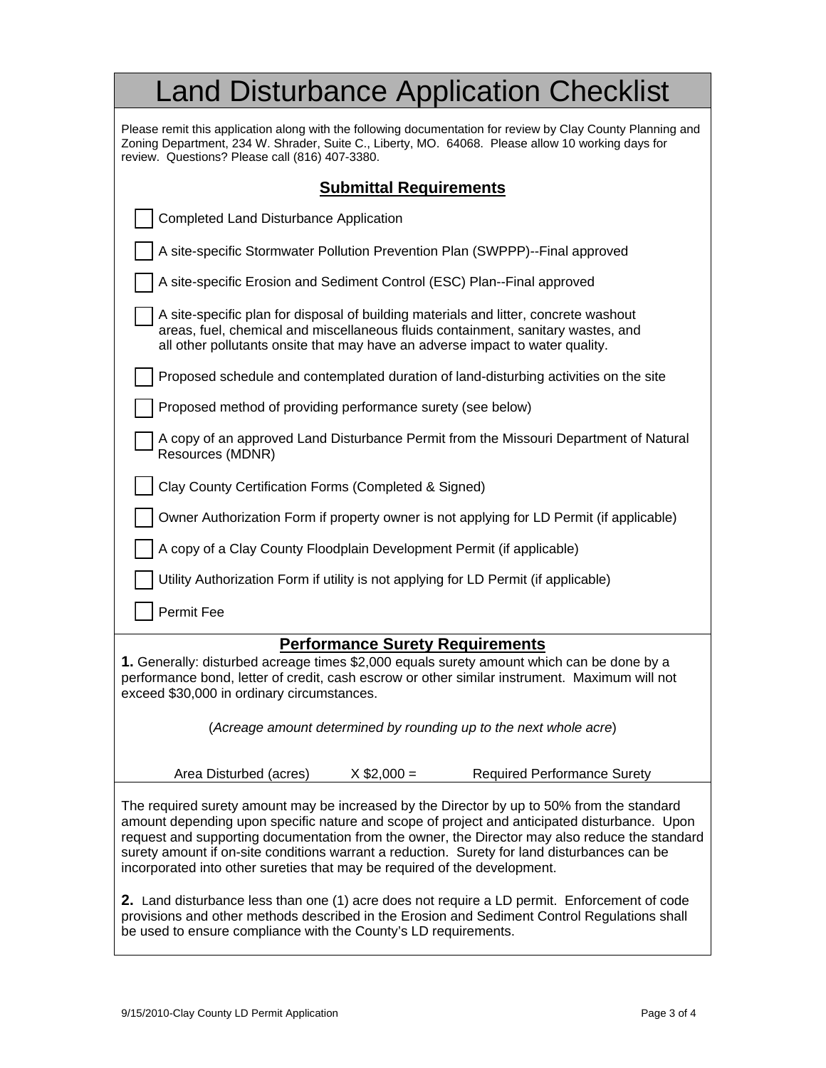# Land Disturbance Application Checklist

Please remit this application along with the following documentation for review by Clay County Planning and Zoning Department, 234 W. Shrader, Suite C., Liberty, MO. 64068. Please allow 10 working days for review. Questions? Please call (816) 407-3380.

## Submittal Requirements

- [ ] Completed Land Disturbance Application
- [ ] A site-specific Stormwater Pollution Prevention Plan (SWPPP)--Final approved
- [ ] A site-specific Erosion and Sediment Control (ESC) Plan--Final approved
- [ ] A site-specific plan for disposal of building materials and litter, concrete washout areas, fuel, chemical and miscellaneous fluids containment, sanitary wastes, and all other pollutants onsite that may have an adverse impact to water quality.
- [ ] Proposed schedule and contemplated duration of land-disturbing activities on the site
- [ ] Proposed method of providing performance surety (see below)
- [ ] A copy of an approved Land Disturbance Permit from the Missouri Department of Natural Resources (MDNR)
- [ ] Clay County Certification Forms (Completed & Signed)
- [ ] Owner Authorization Form if property owner is not applying for LD Permit (if applicable)
- [ ] A copy of a Clay County Floodplain Development Permit (if applicable)
- [ ] Utility Authorization Form if utility is not applying for LD Permit (if applicable)
- [ ] Permit Fee

## Performance Surety Requirements

**1.** Generally: disturbed acreage times $2,000 equals surety amount which can be done by a performance bond, letter of credit, cash escrow or other similar instrument. Maximum will not exceed $30,000 in ordinary circumstances.

(*Acreage amount determined by rounding up to the next whole acre*)

| Area Disturbed (acres) | X $2,000 = | Required Performance Surety |
|---|---|---|

The required surety amount may be increased by the Director by up to 50% from the standard amount depending upon specific nature and scope of project and anticipated disturbance. Upon request and supporting documentation from the owner, the Director may also reduce the standard surety amount if on-site conditions warrant a reduction. Surety for land disturbances can be incorporated into other sureties that may be required of the development.

**2.** Land disturbance less than one (1) acre does not require a LD permit. Enforcement of code provisions and other methods described in the Erosion and Sediment Control Regulations shall be used to ensure compliance with the County's LD requirements.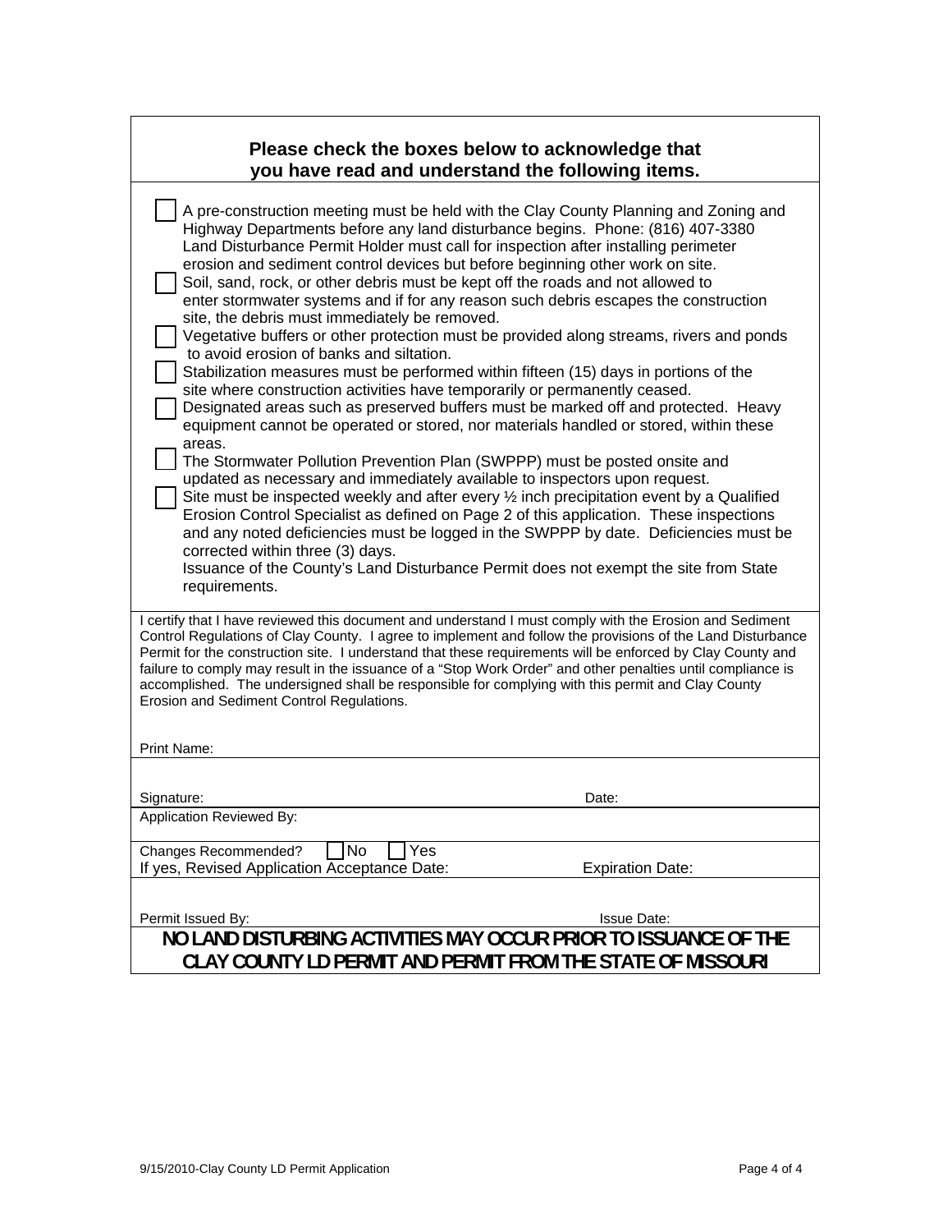**Please check the boxes below to acknowledge that you have read and understand the following items.**

- ☐ A pre-construction meeting must be held with the Clay County Planning and Zoning and Highway Departments before any land disturbance begins. Phone: (816) 407-3380 Land Disturbance Permit Holder must call for inspection after installing perimeter erosion and sediment control devices but before beginning other work on site.
- ☐ Soil, sand, rock, or other debris must be kept off the roads and not allowed to enter stormwater systems and if for any reason such debris escapes the construction site, the debris must immediately be removed.
- ☐ Vegetative buffers or other protection must be provided along streams, rivers and ponds to avoid erosion of banks and siltation.
- ☐ Stabilization measures must be performed within fifteen (15) days in portions of the site where construction activities have temporarily or permanently ceased.
- ☐ Designated areas such as preserved buffers must be marked off and protected. Heavy equipment cannot be operated or stored, nor materials handled or stored, within these areas.
- ☐ The Stormwater Pollution Prevention Plan (SWPPP) must be posted onsite and updated as necessary and immediately available to inspectors upon request.
- ☐ Site must be inspected weekly and after every ½ inch precipitation event by a Qualified Erosion Control Specialist as defined on Page 2 of this application. These inspections and any noted deficiencies must be logged in the SWPPP by date. Deficiencies must be corrected within three (3) days. Issuance of the County's Land Disturbance Permit does not exempt the site from State requirements.

I certify that I have reviewed this document and understand I must comply with the Erosion and Sediment Control Regulations of Clay County. I agree to implement and follow the provisions of the Land Disturbance Permit for the construction site. I understand that these requirements will be enforced by Clay County and failure to comply may result in the issuance of a "Stop Work Order" and other penalties until compliance is accomplished. The undersigned shall be responsible for complying with this permit and Clay County Erosion and Sediment Control Regulations.

Print Name:

Signature: Date:

Application Reviewed By:

Changes Recommended? ☐ No ☐ Yes

If yes, Revised Application Acceptance Date: Expiration Date:

Permit Issued By: Issue Date:

**NO LAND DISTURBING ACTIVITIES MAY OCCUR PRIOR TO ISSUANCE OF THE CLAY COUNTY LD PERMIT AND PERMIT FROM THE STATE OF MISSOURI**